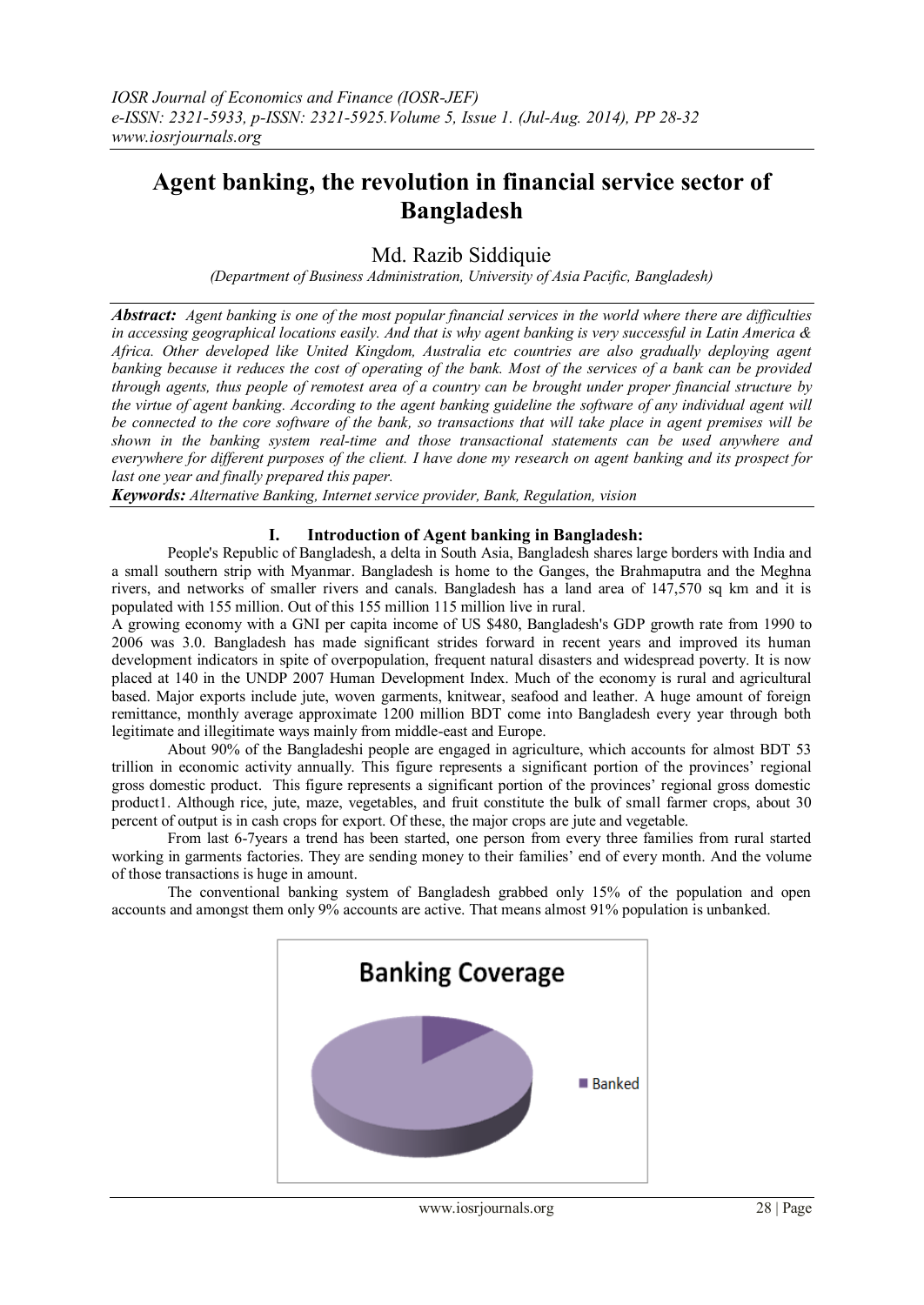# Agent banking, the revolution in financial service sector of Bangladesh

Md. Razib Siddiquie

*(Department of Business Administration, University of Asia Pacific, Bangladesh)*

***Abstract:*** *Agent banking is one of the most popular financial services in the world where there are difficulties in accessing geographical locations easily. And that is why agent banking is very successful in Latin America & Africa. Other developed like United Kingdom, Australia etc countries are also gradually deploying agent banking because it reduces the cost of operating of the bank. Most of the services of a bank can be provided through agents, thus people of remotest area of a country can be brought under proper financial structure by the virtue of agent banking. According to the agent banking guideline the software of any individual agent will be connected to the core software of the bank, so transactions that will take place in agent premises will be shown in the banking system real-time and those transactional statements can be used anywhere and everywhere for different purposes of the client. I have done my research on agent banking and its prospect for last one year and finally prepared this paper.*

***Keywords:*** *Alternative Banking, Internet service provider, Bank, Regulation, vision*

## I. Introduction of Agent banking in Bangladesh:

People's Republic of Bangladesh, a delta in South Asia, Bangladesh shares large borders with India and a small southern strip with Myanmar. Bangladesh is home to the Ganges, the Brahmaputra and the Meghna rivers, and networks of smaller rivers and canals. Bangladesh has a land area of 147,570 sq km and it is populated with 155 million. Out of this 155 million 115 million live in rural.

A growing economy with a GNI per capita income of US $480, Bangladesh's GDP growth rate from 1990 to 2006 was 3.0. Bangladesh has made significant strides forward in recent years and improved its human development indicators in spite of overpopulation, frequent natural disasters and widespread poverty. It is now placed at 140 in the UNDP 2007 Human Development Index. Much of the economy is rural and agricultural based. Major exports include jute, woven garments, knitwear, seafood and leather. A huge amount of foreign remittance, monthly average approximate 1200 million BDT come into Bangladesh every year through both legitimate and illegitimate ways mainly from middle-east and Europe.

About 90% of the Bangladeshi people are engaged in agriculture, which accounts for almost BDT 53 trillion in economic activity annually. This figure represents a significant portion of the provinces' regional gross domestic product. This figure represents a significant portion of the provinces' regional gross domestic product1. Although rice, jute, maze, vegetables, and fruit constitute the bulk of small farmer crops, about 30 percent of output is in cash crops for export. Of these, the major crops are jute and vegetable.

From last 6-7years a trend has been started, one person from every three families from rural started working in garments factories. They are sending money to their families' end of every month. And the volume of those transactions is huge in amount.

The conventional banking system of Bangladesh grabbed only 15% of the population and open accounts and amongst them only 9% accounts are active. That means almost 91% population is unbanked.

Banking Coverage

Banked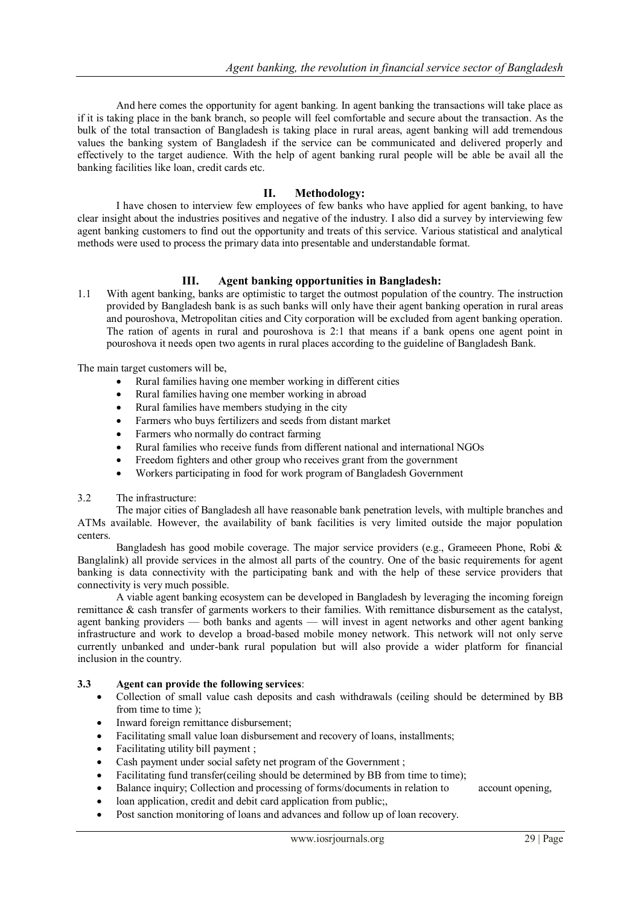And here comes the opportunity for agent banking. In agent banking the transactions will take place as if it is taking place in the bank branch, so people will feel comfortable and secure about the transaction. As the bulk of the total transaction of Bangladesh is taking place in rural areas, agent banking will add tremendous values the banking system of Bangladesh if the service can be communicated and delivered properly and effectively to the target audience. With the help of agent banking rural people will be able be avail all the banking facilities like loan, credit cards etc.

## II. Methodology:

I have chosen to interview few employees of few banks who have applied for agent banking, to have clear insight about the industries positives and negative of the industry. I also did a survey by interviewing few agent banking customers to find out the opportunity and treats of this service. Various statistical and analytical methods were used to process the primary data into presentable and understandable format.

## III. Agent banking opportunities in Bangladesh:

1.1 With agent banking, banks are optimistic to target the outmost population of the country. The instruction provided by Bangladesh bank is as such banks will only have their agent banking operation in rural areas and pouroshova, Metropolitan cities and City corporation will be excluded from agent banking operation. The ration of agents in rural and pouroshova is 2:1 that means if a bank opens one agent point in pouroshova it needs open two agents in rural places according to the guideline of Bangladesh Bank.

The main target customers will be,

- Rural families having one member working in different cities
- Rural families having one member working in abroad
- Rural families have members studying in the city
- Farmers who buys fertilizers and seeds from distant market
- Farmers who normally do contract farming
- Rural families who receive funds from different national and international NGOs
- Freedom fighters and other group who receives grant from the government
- Workers participating in food for work program of Bangladesh Government

3.2 The infrastructure:

The major cities of Bangladesh all have reasonable bank penetration levels, with multiple branches and ATMs available. However, the availability of bank facilities is very limited outside the major population centers.

Bangladesh has good mobile coverage. The major service providers (e.g., Grameeen Phone, Robi & Banglalink) all provide services in the almost all parts of the country. One of the basic requirements for agent banking is data connectivity with the participating bank and with the help of these service providers that connectivity is very much possible.

A viable agent banking ecosystem can be developed in Bangladesh by leveraging the incoming foreign remittance & cash transfer of garments workers to their families. With remittance disbursement as the catalyst, agent banking providers — both banks and agents — will invest in agent networks and other agent banking infrastructure and work to develop a broad-based mobile money network. This network will not only serve currently unbanked and under-bank rural population but will also provide a wider platform for financial inclusion in the country.

**3.3 Agent can provide the following services**:

- Collection of small value cash deposits and cash withdrawals (ceiling should be determined by BB from time to time );
- Inward foreign remittance disbursement;
- Facilitating small value loan disbursement and recovery of loans, installments;
- Facilitating utility bill payment ;
- Cash payment under social safety net program of the Government ;
- Facilitating fund transfer(ceiling should be determined by BB from time to time);
- Balance inquiry; Collection and processing of forms/documents in relation to account opening,
- loan application, credit and debit card application from public;,
- Post sanction monitoring of loans and advances and follow up of loan recovery.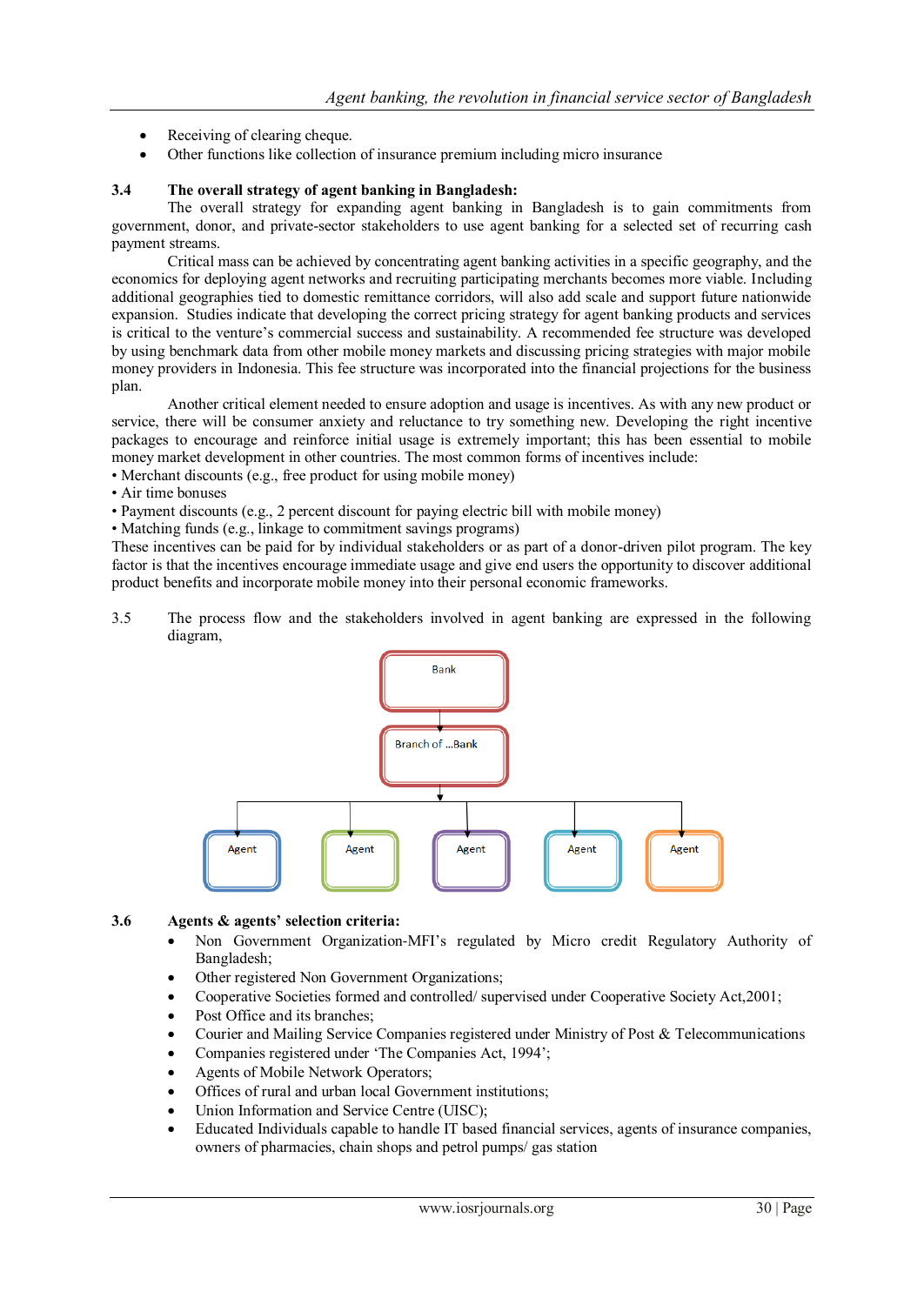- Receiving of clearing cheque.
- Other functions like collection of insurance premium including micro insurance

### 3.4 The overall strategy of agent banking in Bangladesh:

The overall strategy for expanding agent banking in Bangladesh is to gain commitments from government, donor, and private-sector stakeholders to use agent banking for a selected set of recurring cash payment streams.

Critical mass can be achieved by concentrating agent banking activities in a specific geography, and the economics for deploying agent networks and recruiting participating merchants becomes more viable. Including additional geographies tied to domestic remittance corridors, will also add scale and support future nationwide expansion. Studies indicate that developing the correct pricing strategy for agent banking products and services is critical to the venture's commercial success and sustainability. A recommended fee structure was developed by using benchmark data from other mobile money markets and discussing pricing strategies with major mobile money providers in Indonesia. This fee structure was incorporated into the financial projections for the business plan.

Another critical element needed to ensure adoption and usage is incentives. As with any new product or service, there will be consumer anxiety and reluctance to try something new. Developing the right incentive packages to encourage and reinforce initial usage is extremely important; this has been essential to mobile money market development in other countries. The most common forms of incentives include:

• Merchant discounts (e.g., free product for using mobile money)
• Air time bonuses
• Payment discounts (e.g., 2 percent discount for paying electric bill with mobile money)
• Matching funds (e.g., linkage to commitment savings programs)

These incentives can be paid for by individual stakeholders or as part of a donor-driven pilot program. The key factor is that the incentives encourage immediate usage and give end users the opportunity to discover additional product benefits and incorporate mobile money into their personal economic frameworks.

3.5 The process flow and the stakeholders involved in agent banking are expressed in the following diagram,

Bank

Branch of ...Bank

Agent

Agent

Agent

Agent

Agent

### 3.6 Agents & agents' selection criteria:

- Non Government Organization-MFI's regulated by Micro credit Regulatory Authority of Bangladesh;
- Other registered Non Government Organizations;
- Cooperative Societies formed and controlled/ supervised under Cooperative Society Act,2001;
- Post Office and its branches;
- Courier and Mailing Service Companies registered under Ministry of Post & Telecommunications
- Companies registered under 'The Companies Act, 1994';
- Agents of Mobile Network Operators;
- Offices of rural and urban local Government institutions;
- Union Information and Service Centre (UISC);
- Educated Individuals capable to handle IT based financial services, agents of insurance companies, owners of pharmacies, chain shops and petrol pumps/ gas station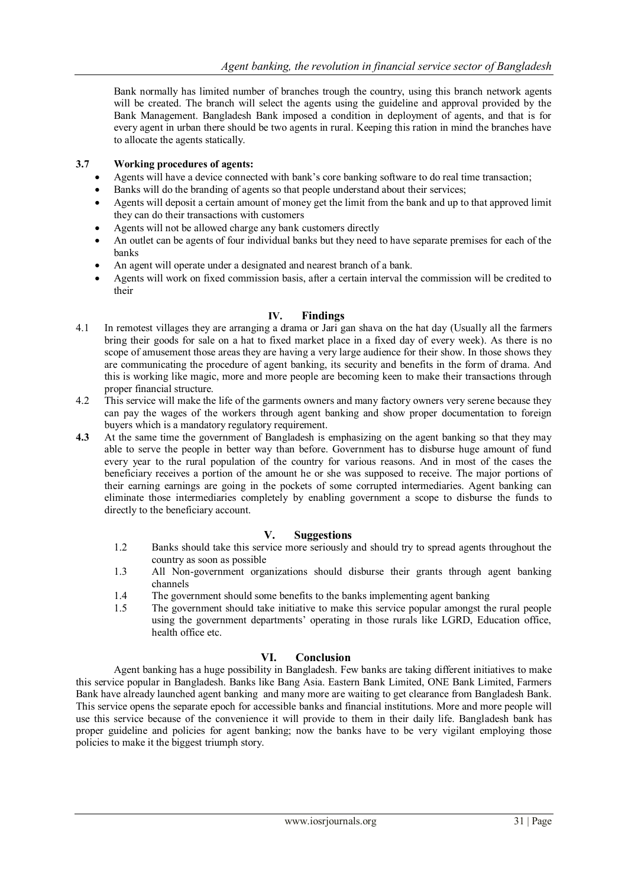Bank normally has limited number of branches trough the country, using this branch network agents will be created. The branch will select the agents using the guideline and approval provided by the Bank Management. Bangladesh Bank imposed a condition in deployment of agents, and that is for every agent in urban there should be two agents in rural. Keeping this ration in mind the branches have to allocate the agents statically.

### 3.7 Working procedures of agents:

- Agents will have a device connected with bank's core banking software to do real time transaction;
- Banks will do the branding of agents so that people understand about their services;
- Agents will deposit a certain amount of money get the limit from the bank and up to that approved limit they can do their transactions with customers
- Agents will not be allowed charge any bank customers directly
- An outlet can be agents of four individual banks but they need to have separate premises for each of the banks
- An agent will operate under a designated and nearest branch of a bank.
- Agents will work on fixed commission basis, after a certain interval the commission will be credited to their

## IV. Findings

4.1 In remotest villages they are arranging a drama or Jari gan shava on the hat day (Usually all the farmers bring their goods for sale on a hat to fixed market place in a fixed day of every week). As there is no scope of amusement those areas they are having a very large audience for their show. In those shows they are communicating the procedure of agent banking, its security and benefits in the form of drama. And this is working like magic, more and more people are becoming keen to make their transactions through proper financial structure.

4.2 This service will make the life of the garments owners and many factory owners very serene because they can pay the wages of the workers through agent banking and show proper documentation to foreign buyers which is a mandatory regulatory requirement.

**4.3** At the same time the government of Bangladesh is emphasizing on the agent banking so that they may able to serve the people in better way than before. Government has to disburse huge amount of fund every year to the rural population of the country for various reasons. And in most of the cases the beneficiary receives a portion of the amount he or she was supposed to receive. The major portions of their earning earnings are going in the pockets of some corrupted intermediaries. Agent banking can eliminate those intermediaries completely by enabling government a scope to disburse the funds to directly to the beneficiary account.

## V. Suggestions

1.2 Banks should take this service more seriously and should try to spread agents throughout the country as soon as possible

1.3 All Non-government organizations should disburse their grants through agent banking channels

1.4 The government should some benefits to the banks implementing agent banking

1.5 The government should take initiative to make this service popular amongst the rural people using the government departments' operating in those rurals like LGRD, Education office, health office etc.

## VI. Conclusion

Agent banking has a huge possibility in Bangladesh. Few banks are taking different initiatives to make this service popular in Bangladesh. Banks like Bang Asia. Eastern Bank Limited, ONE Bank Limited, Farmers Bank have already launched agent banking and many more are waiting to get clearance from Bangladesh Bank. This service opens the separate epoch for accessible banks and financial institutions. More and more people will use this service because of the convenience it will provide to them in their daily life. Bangladesh bank has proper guideline and policies for agent banking; now the banks have to be very vigilant employing those policies to make it the biggest triumph story.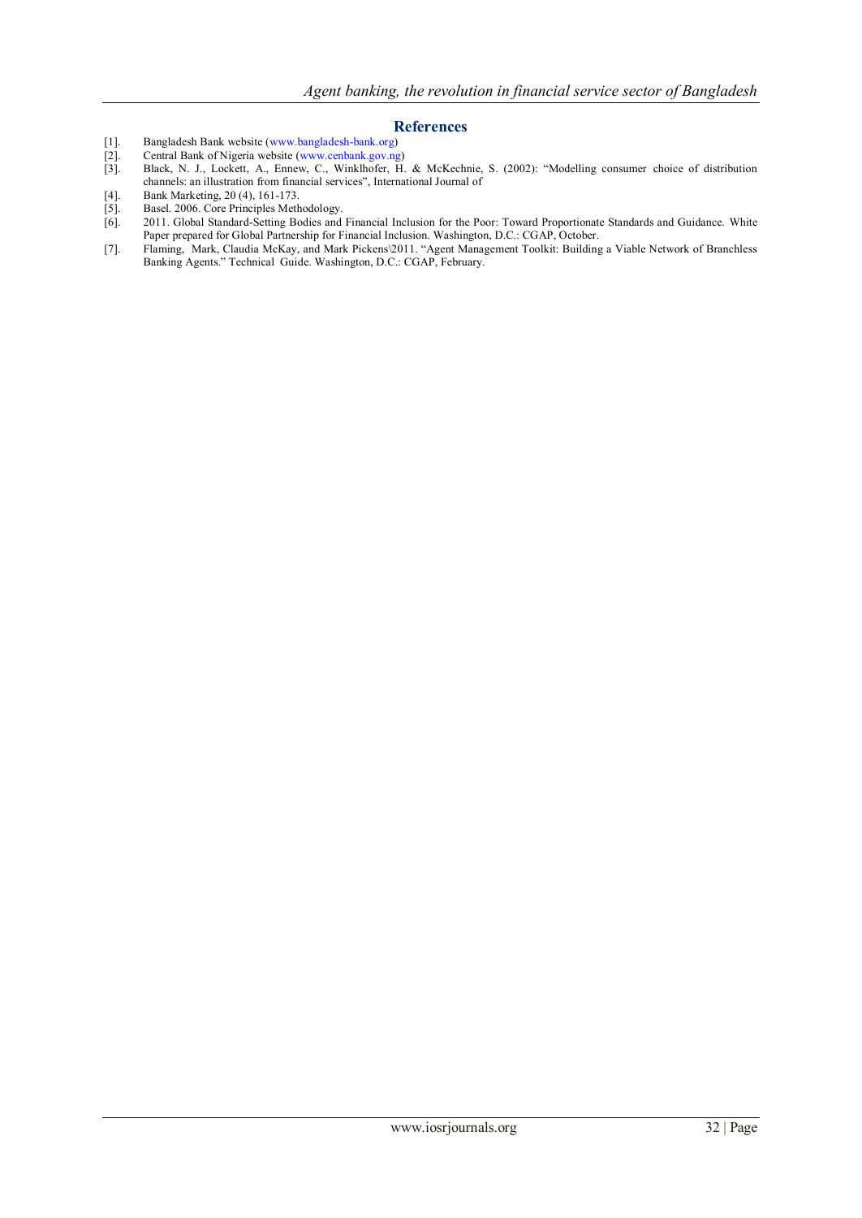## References

[1]. Bangladesh Bank website (www.bangladesh-bank.org)

[2]. Central Bank of Nigeria website (www.cenbank.gov.ng)

[3]. Black, N. J., Lockett, A., Ennew, C., Winklhofer, H. & McKechnie, S. (2002): "Modelling consumer choice of distribution channels: an illustration from financial services", International Journal of

[4]. Bank Marketing, 20 (4), 161-173.

[5]. Basel. 2006. Core Principles Methodology.

[6]. 2011. Global Standard-Setting Bodies and Financial Inclusion for the Poor: Toward Proportionate Standards and Guidance. White Paper prepared for Global Partnership for Financial Inclusion. Washington, D.C.: CGAP, October.

[7]. Flaming, Mark, Claudia McKay, and Mark Pickens\2011. "Agent Management Toolkit: Building a Viable Network of Branchless Banking Agents." Technical Guide. Washington, D.C.: CGAP, February.